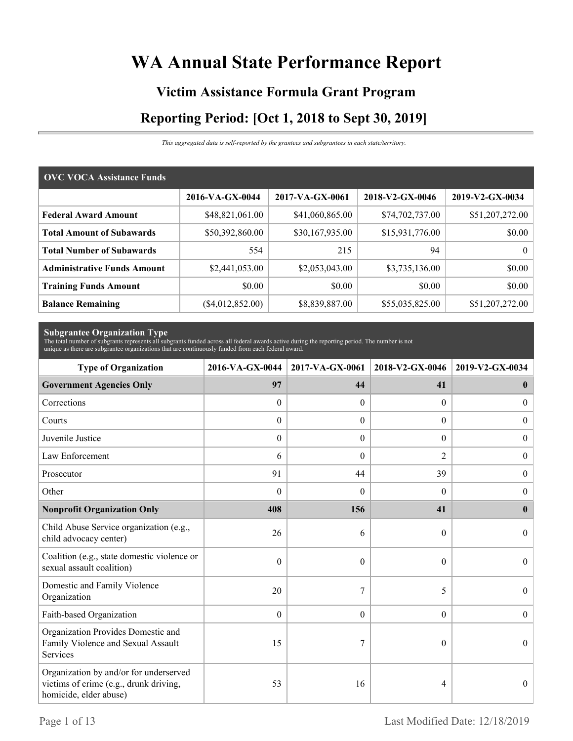# WA Annual State Performance Report

## Victim Assistance Formula Grant Program

## Reporting Period: [Oct 1, 2018 to Sept 30, 2019]

*This aggregated data is self-reported by the grantees and subgrantees in each state/territory.*

| OVC VOCA Assistance Funds | 2016-VA-GX-0044 | 2017-VA-GX-0061 | 2018-V2-GX-0046 | 2019-V2-GX-0034 |
|---|---|---|---|---|
| **Federal Award Amount** | $48,821,061.00 | $41,060,865.00 | $74,702,737.00 | $51,207,272.00 |
| **Total Amount of Subawards** | $50,392,860.00 | $30,167,935.00 | $15,931,776.00 | $0.00 |
| **Total Number of Subawards** | 554 | 215 | 94 | 0 |
| **Administrative Funds Amount** | $2,441,053.00 | $2,053,043.00 | $3,735,136.00 | $0.00 |
| **Training Funds Amount** | $0.00 | $0.00 | $0.00 | $0.00 |
| **Balance Remaining** | ($4,012,852.00) | $8,839,887.00 | $55,035,825.00 | $51,207,272.00 |

**Subgrantee Organization Type**

The total number of subgrants represents all subgrants funded across all federal awards active during the reporting period. The number is not unique as there are subgrantee organizations that are continuously funded from each federal award.

| Type of Organization | 2016-VA-GX-0044 | 2017-VA-GX-0061 | 2018-V2-GX-0046 | 2019-V2-GX-0034 |
|---|---|---|---|---|
| **Government Agencies Only** | **97** | **44** | **41** | **0** |
| Corrections | 0 | 0 | 0 | 0 |
| Courts | 0 | 0 | 0 | 0 |
| Juvenile Justice | 0 | 0 | 0 | 0 |
| Law Enforcement | 6 | 0 | 2 | 0 |
| Prosecutor | 91 | 44 | 39 | 0 |
| Other | 0 | 0 | 0 | 0 |
| **Nonprofit Organization Only** | **408** | **156** | **41** | **0** |
| Child Abuse Service organization (e.g., child advocacy center) | 26 | 6 | 0 | 0 |
| Coalition (e.g., state domestic violence or sexual assault coalition) | 0 | 0 | 0 | 0 |
| Domestic and Family Violence Organization | 20 | 7 | 5 | 0 |
| Faith-based Organization | 0 | 0 | 0 | 0 |
| Organization Provides Domestic and Family Violence and Sexual Assault Services | 15 | 7 | 0 | 0 |
| Organization by and/or for underserved victims of crime (e.g., drunk driving, homicide, elder abuse) | 53 | 16 | 4 | 0 |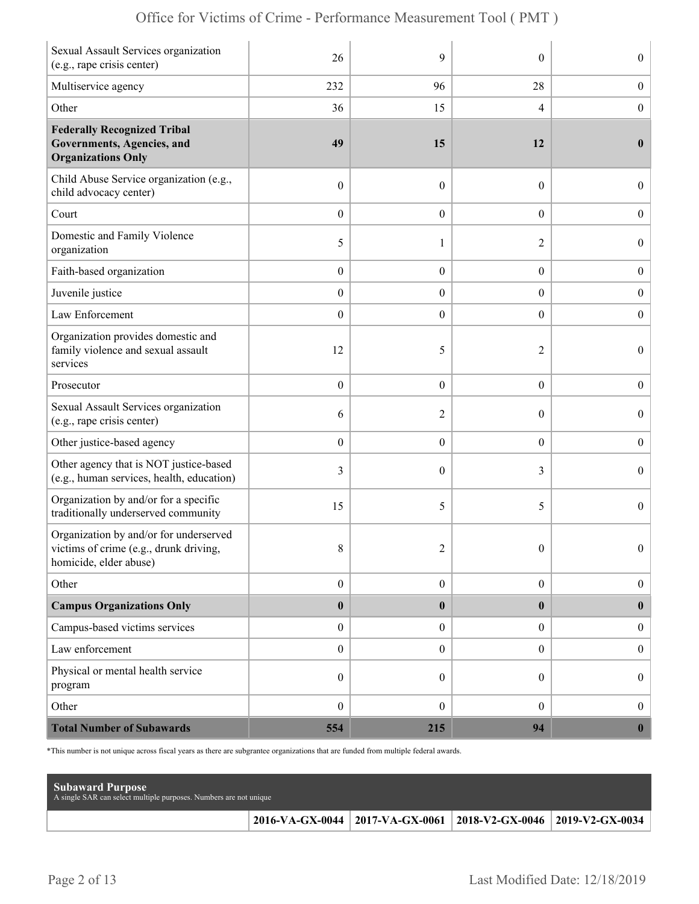| | | | | |
|---|---|---|---|---|
| Sexual Assault Services organization (e.g., rape crisis center) | 26 | 9 | 0 | 0 |
| Multiservice agency | 232 | 96 | 28 | 0 |
| Other | 36 | 15 | 4 | 0 |
| **Federally Recognized Tribal Governments, Agencies, and Organizations Only** | **49** | **15** | **12** | **0** |
| Child Abuse Service organization (e.g., child advocacy center) | 0 | 0 | 0 | 0 |
| Court | 0 | 0 | 0 | 0 |
| Domestic and Family Violence organization | 5 | 1 | 2 | 0 |
| Faith-based organization | 0 | 0 | 0 | 0 |
| Juvenile justice | 0 | 0 | 0 | 0 |
| Law Enforcement | 0 | 0 | 0 | 0 |
| Organization provides domestic and family violence and sexual assault services | 12 | 5 | 2 | 0 |
| Prosecutor | 0 | 0 | 0 | 0 |
| Sexual Assault Services organization (e.g., rape crisis center) | 6 | 2 | 0 | 0 |
| Other justice-based agency | 0 | 0 | 0 | 0 |
| Other agency that is NOT justice-based (e.g., human services, health, education) | 3 | 0 | 3 | 0 |
| Organization by and/or for a specific traditionally underserved community | 15 | 5 | 5 | 0 |
| Organization by and/or for underserved victims of crime (e.g., drunk driving, homicide, elder abuse) | 8 | 2 | 0 | 0 |
| Other | 0 | 0 | 0 | 0 |
| **Campus Organizations Only** | **0** | **0** | **0** | **0** |
| Campus-based victims services | 0 | 0 | 0 | 0 |
| Law enforcement | 0 | 0 | 0 | 0 |
| Physical or mental health service program | 0 | 0 | 0 | 0 |
| Other | 0 | 0 | 0 | 0 |
| **Total Number of Subawards** | **554** | **215** | **94** | **0** |

*This number is not unique across fiscal years as there are subgrantee organizations that are funded from multiple federal awards.

**Subaward Purpose**
A single SAR can select multiple purposes. Numbers are not unique

| | 2016-VA-GX-0044 | 2017-VA-GX-0061 | 2018-V2-GX-0046 | 2019-V2-GX-0034 |
|---|---|---|---|---|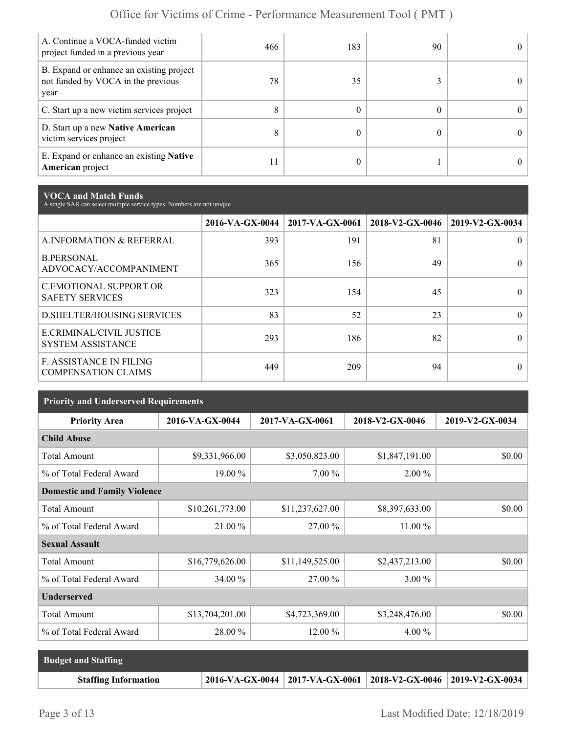| | | | | |
|---|---|---|---|---|
| A. Continue a VOCA-funded victim project funded in a previous year | 466 | 183 | 90 | 0 |
| B. Expand or enhance an existing project not funded by VOCA in the previous year | 78 | 35 | 3 | 0 |
| C. Start up a new victim services project | 8 | 0 | 0 | 0 |
| D. Start up a new **Native American** victim services project | 8 | 0 | 0 | 0 |
| E. Expand or enhance an existing **Native American** project | 11 | 0 | 1 | 0 |

## VOCA and Match Funds

A single SAR can select multiple service types. Numbers are not unique

| | 2016-VA-GX-0044 | 2017-VA-GX-0061 | 2018-V2-GX-0046 | 2019-V2-GX-0034 |
|---|---|---|---|---|
| A.INFORMATION & REFERRAL | 393 | 191 | 81 | 0 |
| B.PERSONAL ADVOCACY/ACCOMPANIMENT | 365 | 156 | 49 | 0 |
| C.EMOTIONAL SUPPORT OR SAFETY SERVICES | 323 | 154 | 45 | 0 |
| D.SHELTER/HOUSING SERVICES | 83 | 52 | 23 | 0 |
| E.CRIMINAL/CIVIL JUSTICE SYSTEM ASSISTANCE | 293 | 186 | 82 | 0 |
| F. ASSISTANCE IN FILING COMPENSATION CLAIMS | 449 | 209 | 94 | 0 |

## Priority and Underserved Requirements

| Priority Area | 2016-VA-GX-0044 | 2017-VA-GX-0061 | 2018-V2-GX-0046 | 2019-V2-GX-0034 |
|---|---|---|---|---|
| **Child Abuse** | | | | |
| Total Amount | $9,331,966.00 | $3,050,823.00 | $1,847,191.00 | $0.00 |
| % of Total Federal Award | 19.00 % | 7.00 % | 2.00 % | |
| **Domestic and Family Violence** | | | | |
| Total Amount | $10,261,773.00 | $11,237,627.00 | $8,397,633.00 | $0.00 |
| % of Total Federal Award | 21.00 % | 27.00 % | 11.00 % | |
| **Sexual Assault** | | | | |
| Total Amount | $16,779,626.00 | $11,149,525.00 | $2,437,213.00 | $0.00 |
| % of Total Federal Award | 34.00 % | 27.00 % | 3.00 % | |
| **Underserved** | | | | |
| Total Amount | $13,704,201.00 | $4,723,369.00 | $3,248,476.00 | $0.00 |
| % of Total Federal Award | 28.00 % | 12.00 % | 4.00 % | |

## Budget and Staffing

| Staffing Information | 2016-VA-GX-0044 | 2017-VA-GX-0061 | 2018-V2-GX-0046 | 2019-V2-GX-0034 |
|---|---|---|---|---|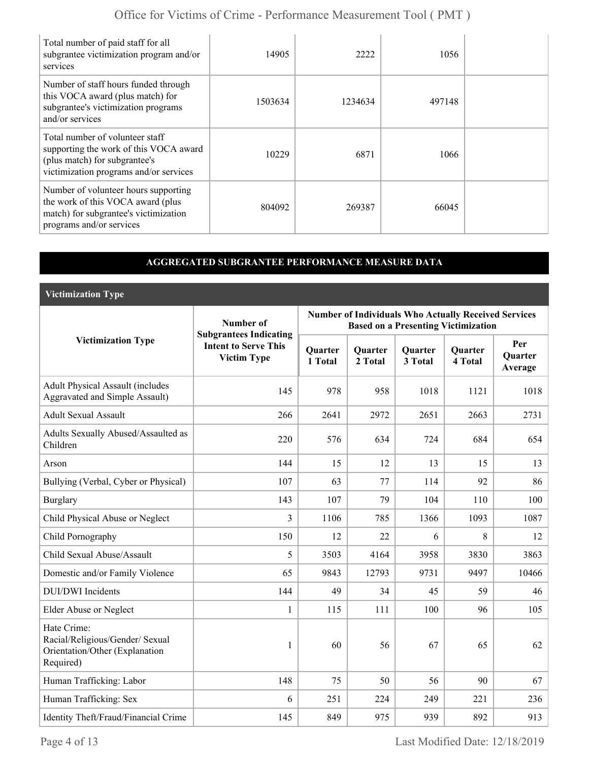| Total number of paid staff for all subgrantee victimization program and/or services | 14905 | 2222 | 1056 | |
|---|---|---|---|---|
| Number of staff hours funded through this VOCA award (plus match) for subgrantee's victimization programs and/or services | 1503634 | 1234634 | 497148 | |
| Total number of volunteer staff supporting the work of this VOCA award (plus match) for subgrantee's victimization programs and/or services | 10229 | 6871 | 1066 | |
| Number of volunteer hours supporting the work of this VOCA award (plus match) for subgrantee's victimization programs and/or services | 804092 | 269387 | 66045 | |

## AGGREGATED SUBGRANTEE PERFORMANCE MEASURE DATA

### Victimization Type

| Victimization Type | Number of Subgrantees Indicating Intent to Serve This Victim Type | Number of Individuals Who Actually Received Services Based on a Presenting Victimization | | | | |
|---|---|---|---|---|---|---|
| | | Quarter 1 Total | Quarter 2 Total | Quarter 3 Total | Quarter 4 Total | Per Quarter Average |
| Adult Physical Assault (includes Aggravated and Simple Assault) | 145 | 978 | 958 | 1018 | 1121 | 1018 |
| Adult Sexual Assault | 266 | 2641 | 2972 | 2651 | 2663 | 2731 |
| Adults Sexually Abused/Assaulted as Children | 220 | 576 | 634 | 724 | 684 | 654 |
| Arson | 144 | 15 | 12 | 13 | 15 | 13 |
| Bullying (Verbal, Cyber or Physical) | 107 | 63 | 77 | 114 | 92 | 86 |
| Burglary | 143 | 107 | 79 | 104 | 110 | 100 |
| Child Physical Abuse or Neglect | 3 | 1106 | 785 | 1366 | 1093 | 1087 |
| Child Pornography | 150 | 12 | 22 | 6 | 8 | 12 |
| Child Sexual Abuse/Assault | 5 | 3503 | 4164 | 3958 | 3830 | 3863 |
| Domestic and/or Family Violence | 65 | 9843 | 12793 | 9731 | 9497 | 10466 |
| DUI/DWI Incidents | 144 | 49 | 34 | 45 | 59 | 46 |
| Elder Abuse or Neglect | 1 | 115 | 111 | 100 | 96 | 105 |
| Hate Crime: Racial/Religious/Gender/ Sexual Orientation/Other (Explanation Required) | 1 | 60 | 56 | 67 | 65 | 62 |
| Human Trafficking: Labor | 148 | 75 | 50 | 56 | 90 | 67 |
| Human Trafficking: Sex | 6 | 251 | 224 | 249 | 221 | 236 |
| Identity Theft/Fraud/Financial Crime | 145 | 849 | 975 | 939 | 892 | 913 |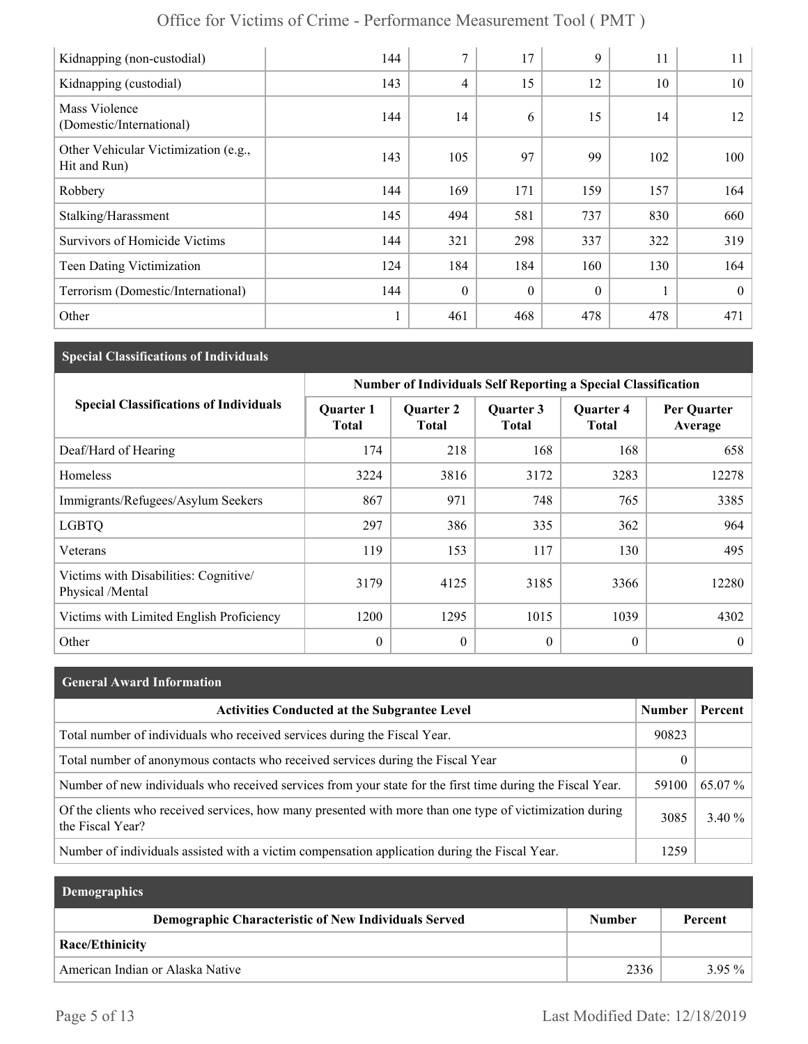| | | | | | | |
|---|---|---|---|---|---|---|
| Kidnapping (non-custodial) | 144 | 7 | 17 | 9 | 11 | 11 |
| Kidnapping (custodial) | 143 | 4 | 15 | 12 | 10 | 10 |
| Mass Violence (Domestic/International) | 144 | 14 | 6 | 15 | 14 | 12 |
| Other Vehicular Victimization (e.g., Hit and Run) | 143 | 105 | 97 | 99 | 102 | 100 |
| Robbery | 144 | 169 | 171 | 159 | 157 | 164 |
| Stalking/Harassment | 145 | 494 | 581 | 737 | 830 | 660 |
| Survivors of Homicide Victims | 144 | 321 | 298 | 337 | 322 | 319 |
| Teen Dating Victimization | 124 | 184 | 184 | 160 | 130 | 164 |
| Terrorism (Domestic/International) | 144 | 0 | 0 | 0 | 1 | 0 |
| Other | 1 | 461 | 468 | 478 | 478 | 471 |

## Special Classifications of Individuals

| Special Classifications of Individuals | Number of Individuals Self Reporting a Special Classification | | | | |
|---|---|---|---|---|---|
| | Quarter 1 Total | Quarter 2 Total | Quarter 3 Total | Quarter 4 Total | Per Quarter Average |
| Deaf/Hard of Hearing | 174 | 218 | 168 | 168 | 658 |
| Homeless | 3224 | 3816 | 3172 | 3283 | 12278 |
| Immigrants/Refugees/Asylum Seekers | 867 | 971 | 748 | 765 | 3385 |
| LGBTQ | 297 | 386 | 335 | 362 | 964 |
| Veterans | 119 | 153 | 117 | 130 | 495 |
| Victims with Disabilities: Cognitive/ Physical /Mental | 3179 | 4125 | 3185 | 3366 | 12280 |
| Victims with Limited English Proficiency | 1200 | 1295 | 1015 | 1039 | 4302 |
| Other | 0 | 0 | 0 | 0 | 0 |

## General Award Information

| Activities Conducted at the Subgrantee Level | Number | Percent |
|---|---|---|
| Total number of individuals who received services during the Fiscal Year. | 90823 | |
| Total number of anonymous contacts who received services during the Fiscal Year | 0 | |
| Number of new individuals who received services from your state for the first time during the Fiscal Year. | 59100 | 65.07 % |
| Of the clients who received services, how many presented with more than one type of victimization during the Fiscal Year? | 3085 | 3.40 % |
| Number of individuals assisted with a victim compensation application during the Fiscal Year. | 1259 | |

## Demographics

| Demographic Characteristic of New Individuals Served | Number | Percent |
|---|---|---|
| **Race/Ethinicity** | | |
| American Indian or Alaska Native | 2336 | 3.95 % |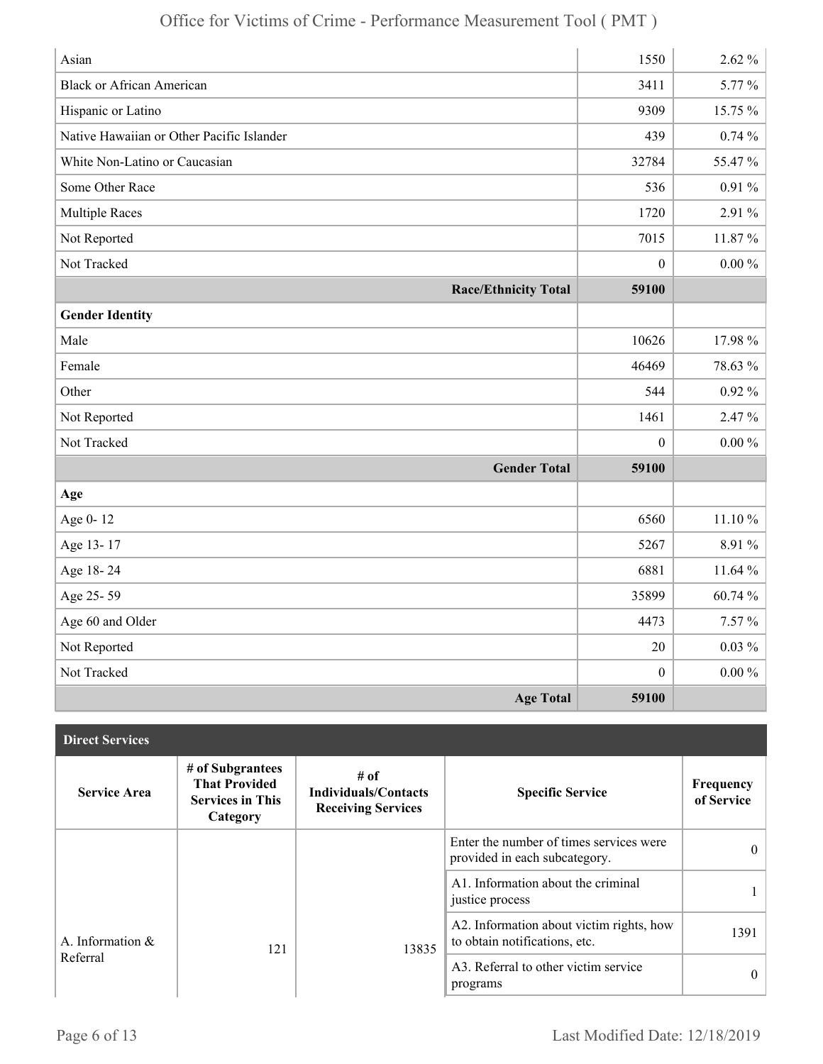| | | |
|---|---|---|
| Asian | 1550 | 2.62 % |
| Black or African American | 3411 | 5.77 % |
| Hispanic or Latino | 9309 | 15.75 % |
| Native Hawaiian or Other Pacific Islander | 439 | 0.74 % |
| White Non-Latino or Caucasian | 32784 | 55.47 % |
| Some Other Race | 536 | 0.91 % |
| Multiple Races | 1720 | 2.91 % |
| Not Reported | 7015 | 11.87 % |
| Not Tracked | 0 | 0.00 % |
| **Race/Ethnicity Total** | **59100** | |
| **Gender Identity** | | |
| Male | 10626 | 17.98 % |
| Female | 46469 | 78.63 % |
| Other | 544 | 0.92 % |
| Not Reported | 1461 | 2.47 % |
| Not Tracked | 0 | 0.00 % |
| **Gender Total** | **59100** | |
| **Age** | | |
| Age 0- 12 | 6560 | 11.10 % |
| Age 13- 17 | 5267 | 8.91 % |
| Age 18- 24 | 6881 | 11.64 % |
| Age 25- 59 | 35899 | 60.74 % |
| Age 60 and Older | 4473 | 7.57 % |
| Not Reported | 20 | 0.03 % |
| Not Tracked | 0 | 0.00 % |
| **Age Total** | **59100** | |

**Direct Services**

| Service Area | # of Subgrantees That Provided Services in This Category | # of Individuals/Contacts Receiving Services | Specific Service | Frequency of Service |
|---|---|---|---|---|
| A. Information & Referral | 121 | 13835 | Enter the number of times services were provided in each subcategory. | 0 |
| | | | A1. Information about the criminal justice process | 1 |
| | | | A2. Information about victim rights, how to obtain notifications, etc. | 1391 |
| | | | A3. Referral to other victim service programs | 0 |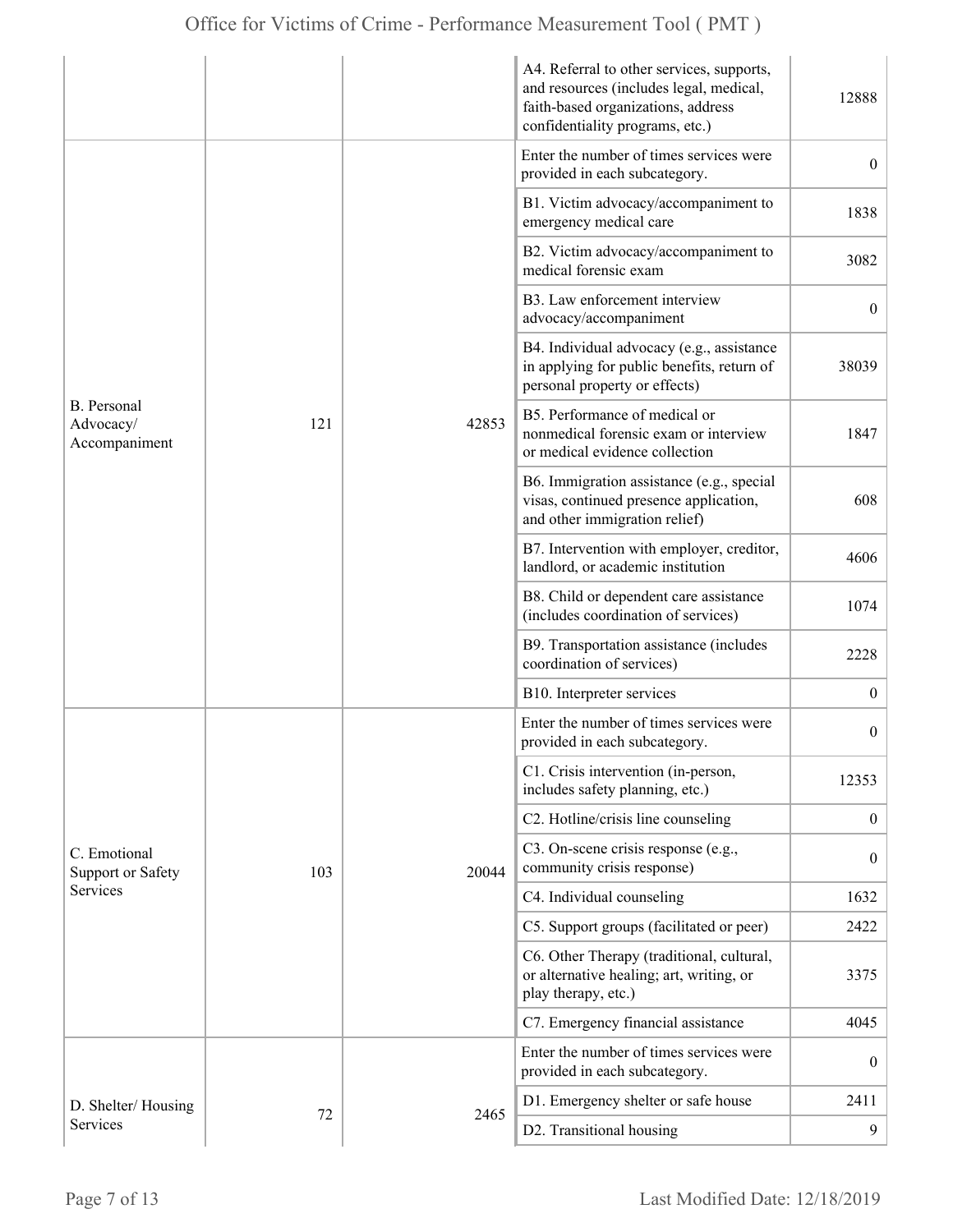| | | | | |
|---|---|---|---|---|
| | | | A4. Referral to other services, supports, and resources (includes legal, medical, faith-based organizations, address confidentiality programs, etc.) | 12888 |
| B. Personal Advocacy/ Accompaniment | 121 | 42853 | Enter the number of times services were provided in each subcategory. | 0 |
| | | | B1. Victim advocacy/accompaniment to emergency medical care | 1838 |
| | | | B2. Victim advocacy/accompaniment to medical forensic exam | 3082 |
| | | | B3. Law enforcement interview advocacy/accompaniment | 0 |
| | | | B4. Individual advocacy (e.g., assistance in applying for public benefits, return of personal property or effects) | 38039 |
| | | | B5. Performance of medical or nonmedical forensic exam or interview or medical evidence collection | 1847 |
| | | | B6. Immigration assistance (e.g., special visas, continued presence application, and other immigration relief) | 608 |
| | | | B7. Intervention with employer, creditor, landlord, or academic institution | 4606 |
| | | | B8. Child or dependent care assistance (includes coordination of services) | 1074 |
| | | | B9. Transportation assistance (includes coordination of services) | 2228 |
| | | | B10. Interpreter services | 0 |
| C. Emotional Support or Safety Services | 103 | 20044 | Enter the number of times services were provided in each subcategory. | 0 |
| | | | C1. Crisis intervention (in-person, includes safety planning, etc.) | 12353 |
| | | | C2. Hotline/crisis line counseling | 0 |
| | | | C3. On-scene crisis response (e.g., community crisis response) | 0 |
| | | | C4. Individual counseling | 1632 |
| | | | C5. Support groups (facilitated or peer) | 2422 |
| | | | C6. Other Therapy (traditional, cultural, or alternative healing; art, writing, or play therapy, etc.) | 3375 |
| | | | C7. Emergency financial assistance | 4045 |
| D. Shelter/ Housing Services | 72 | 2465 | Enter the number of times services were provided in each subcategory. | 0 |
| | | | D1. Emergency shelter or safe house | 2411 |
| | | | D2. Transitional housing | 9 |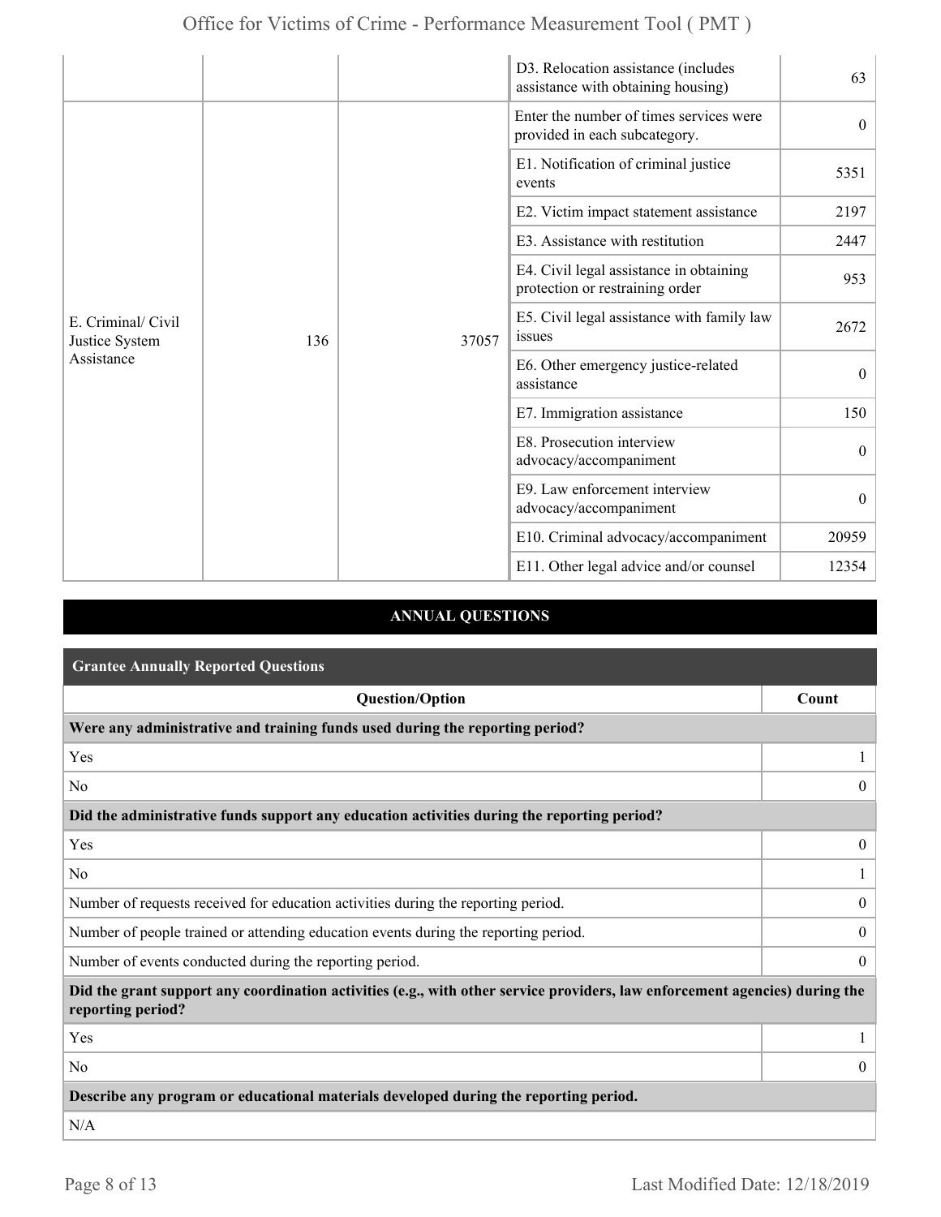| | | | | |
|---|---|---|---|---|
| | | | D3. Relocation assistance (includes assistance with obtaining housing) | 63 |
| E. Criminal/ Civil Justice System Assistance | 136 | 37057 | Enter the number of times services were provided in each subcategory. | 0 |
| | | | E1. Notification of criminal justice events | 5351 |
| | | | E2. Victim impact statement assistance | 2197 |
| | | | E3. Assistance with restitution | 2447 |
| | | | E4. Civil legal assistance in obtaining protection or restraining order | 953 |
| | | | E5. Civil legal assistance with family law issues | 2672 |
| | | | E6. Other emergency justice-related assistance | 0 |
| | | | E7. Immigration assistance | 150 |
| | | | E8. Prosecution interview advocacy/accompaniment | 0 |
| | | | E9. Law enforcement interview advocacy/accompaniment | 0 |
| | | | E10. Criminal advocacy/accompaniment | 20959 |
| | | | E11. Other legal advice and/or counsel | 12354 |

## ANNUAL QUESTIONS

### Grantee Annually Reported Questions

| Question/Option | Count |
|---|---|
| **Were any administrative and training funds used during the reporting period?** | |
| Yes | 1 |
| No | 0 |
| **Did the administrative funds support any education activities during the reporting period?** | |
| Yes | 0 |
| No | 1 |
| Number of requests received for education activities during the reporting period. | 0 |
| Number of people trained or attending education events during the reporting period. | 0 |
| Number of events conducted during the reporting period. | 0 |
| **Did the grant support any coordination activities (e.g., with other service providers, law enforcement agencies) during the reporting period?** | |
| Yes | 1 |
| No | 0 |
| **Describe any program or educational materials developed during the reporting period.** | |
| N/A | |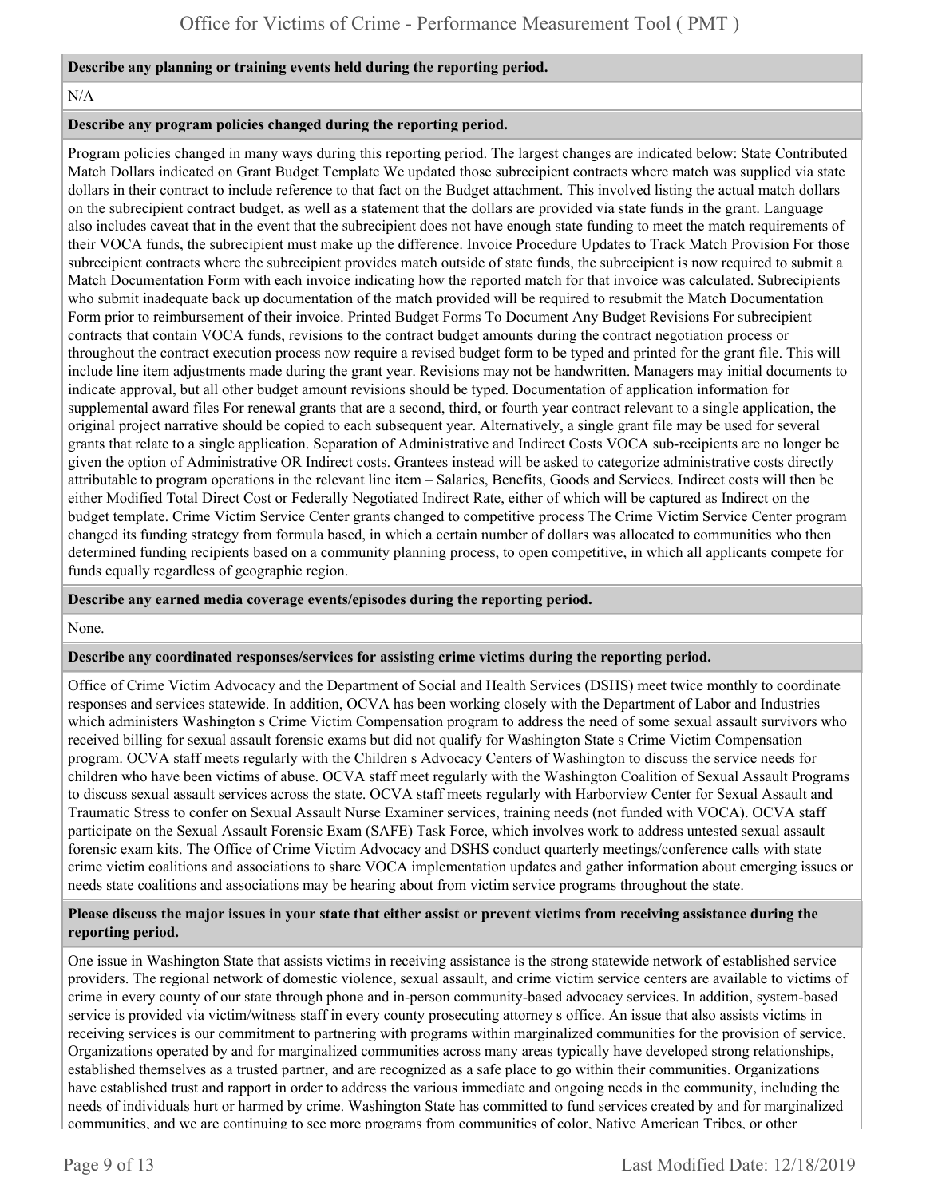**Describe any planning or training events held during the reporting period.**

N/A

**Describe any program policies changed during the reporting period.**

Program policies changed in many ways during this reporting period. The largest changes are indicated below: State Contributed Match Dollars indicated on Grant Budget Template We updated those subrecipient contracts where match was supplied via state dollars in their contract to include reference to that fact on the Budget attachment. This involved listing the actual match dollars on the subrecipient contract budget, as well as a statement that the dollars are provided via state funds in the grant. Language also includes caveat that in the event that the subrecipient does not have enough state funding to meet the match requirements of their VOCA funds, the subrecipient must make up the difference. Invoice Procedure Updates to Track Match Provision For those subrecipient contracts where the subrecipient provides match outside of state funds, the subrecipient is now required to submit a Match Documentation Form with each invoice indicating how the reported match for that invoice was calculated. Subrecipients who submit inadequate back up documentation of the match provided will be required to resubmit the Match Documentation Form prior to reimbursement of their invoice. Printed Budget Forms To Document Any Budget Revisions For subrecipient contracts that contain VOCA funds, revisions to the contract budget amounts during the contract negotiation process or throughout the contract execution process now require a revised budget form to be typed and printed for the grant file. This will include line item adjustments made during the grant year. Revisions may not be handwritten. Managers may initial documents to indicate approval, but all other budget amount revisions should be typed. Documentation of application information for supplemental award files For renewal grants that are a second, third, or fourth year contract relevant to a single application, the original project narrative should be copied to each subsequent year. Alternatively, a single grant file may be used for several grants that relate to a single application. Separation of Administrative and Indirect Costs VOCA sub-recipients are no longer be given the option of Administrative OR Indirect costs. Grantees instead will be asked to categorize administrative costs directly attributable to program operations in the relevant line item – Salaries, Benefits, Goods and Services. Indirect costs will then be either Modified Total Direct Cost or Federally Negotiated Indirect Rate, either of which will be captured as Indirect on the budget template. Crime Victim Service Center grants changed to competitive process The Crime Victim Service Center program changed its funding strategy from formula based, in which a certain number of dollars was allocated to communities who then determined funding recipients based on a community planning process, to open competitive, in which all applicants compete for funds equally regardless of geographic region.

**Describe any earned media coverage events/episodes during the reporting period.**

None.

**Describe any coordinated responses/services for assisting crime victims during the reporting period.**

Office of Crime Victim Advocacy and the Department of Social and Health Services (DSHS) meet twice monthly to coordinate responses and services statewide. In addition, OCVA has been working closely with the Department of Labor and Industries which administers Washington s Crime Victim Compensation program to address the need of some sexual assault survivors who received billing for sexual assault forensic exams but did not qualify for Washington State s Crime Victim Compensation program. OCVA staff meets regularly with the Children s Advocacy Centers of Washington to discuss the service needs for children who have been victims of abuse. OCVA staff meet regularly with the Washington Coalition of Sexual Assault Programs to discuss sexual assault services across the state. OCVA staff meets regularly with Harborview Center for Sexual Assault and Traumatic Stress to confer on Sexual Assault Nurse Examiner services, training needs (not funded with VOCA). OCVA staff participate on the Sexual Assault Forensic Exam (SAFE) Task Force, which involves work to address untested sexual assault forensic exam kits. The Office of Crime Victim Advocacy and DSHS conduct quarterly meetings/conference calls with state crime victim coalitions and associations to share VOCA implementation updates and gather information about emerging issues or needs state coalitions and associations may be hearing about from victim service programs throughout the state.

**Please discuss the major issues in your state that either assist or prevent victims from receiving assistance during the reporting period.**

One issue in Washington State that assists victims in receiving assistance is the strong statewide network of established service providers. The regional network of domestic violence, sexual assault, and crime victim service centers are available to victims of crime in every county of our state through phone and in-person community-based advocacy services. In addition, system-based service is provided via victim/witness staff in every county prosecuting attorney s office. An issue that also assists victims in receiving services is our commitment to partnering with programs within marginalized communities for the provision of service. Organizations operated by and for marginalized communities across many areas typically have developed strong relationships, established themselves as a trusted partner, and are recognized as a safe place to go within their communities. Organizations have established trust and rapport in order to address the various immediate and ongoing needs in the community, including the needs of individuals hurt or harmed by crime. Washington State has committed to fund services created by and for marginalized communities, and we are continuing to see more programs from communities of color, Native American Tribes, or other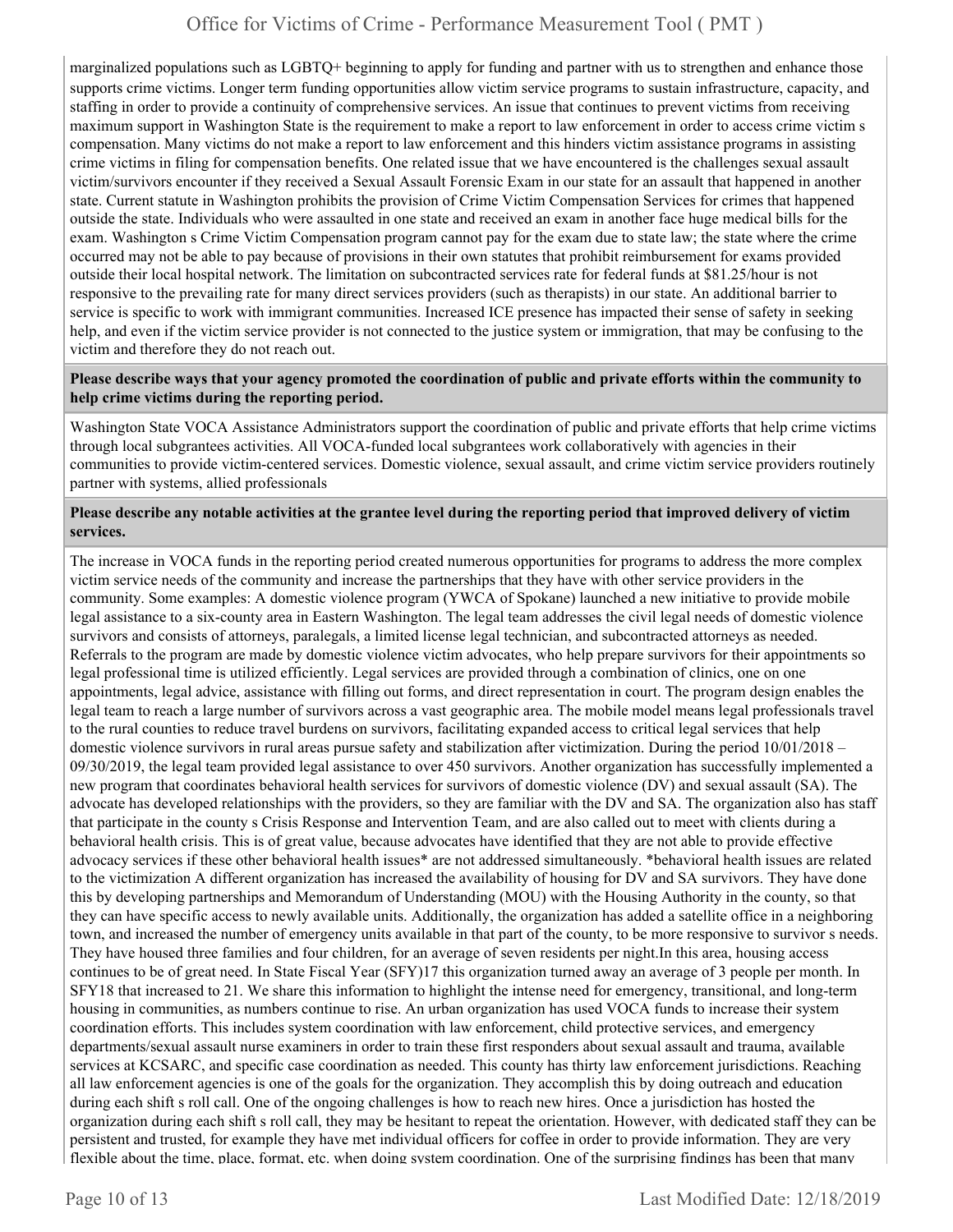marginalized populations such as LGBTQ+ beginning to apply for funding and partner with us to strengthen and enhance those supports crime victims. Longer term funding opportunities allow victim service programs to sustain infrastructure, capacity, and staffing in order to provide a continuity of comprehensive services. An issue that continues to prevent victims from receiving maximum support in Washington State is the requirement to make a report to law enforcement in order to access crime victim s compensation. Many victims do not make a report to law enforcement and this hinders victim assistance programs in assisting crime victims in filing for compensation benefits. One related issue that we have encountered is the challenges sexual assault victim/survivors encounter if they received a Sexual Assault Forensic Exam in our state for an assault that happened in another state. Current statute in Washington prohibits the provision of Crime Victim Compensation Services for crimes that happened outside the state. Individuals who were assaulted in one state and received an exam in another face huge medical bills for the exam. Washington s Crime Victim Compensation program cannot pay for the exam due to state law; the state where the crime occurred may not be able to pay because of provisions in their own statutes that prohibit reimbursement for exams provided outside their local hospital network. The limitation on subcontracted services rate for federal funds at $81.25/hour is not responsive to the prevailing rate for many direct services providers (such as therapists) in our state. An additional barrier to service is specific to work with immigrant communities. Increased ICE presence has impacted their sense of safety in seeking help, and even if the victim service provider is not connected to the justice system or immigration, that may be confusing to the victim and therefore they do not reach out.

**Please describe ways that your agency promoted the coordination of public and private efforts within the community to help crime victims during the reporting period.**

Washington State VOCA Assistance Administrators support the coordination of public and private efforts that help crime victims through local subgrantees activities. All VOCA-funded local subgrantees work collaboratively with agencies in their communities to provide victim-centered services. Domestic violence, sexual assault, and crime victim service providers routinely partner with systems, allied professionals

**Please describe any notable activities at the grantee level during the reporting period that improved delivery of victim services.**

The increase in VOCA funds in the reporting period created numerous opportunities for programs to address the more complex victim service needs of the community and increase the partnerships that they have with other service providers in the community. Some examples: A domestic violence program (YWCA of Spokane) launched a new initiative to provide mobile legal assistance to a six-county area in Eastern Washington. The legal team addresses the civil legal needs of domestic violence survivors and consists of attorneys, paralegals, a limited license legal technician, and subcontracted attorneys as needed. Referrals to the program are made by domestic violence victim advocates, who help prepare survivors for their appointments so legal professional time is utilized efficiently. Legal services are provided through a combination of clinics, one on one appointments, legal advice, assistance with filling out forms, and direct representation in court. The program design enables the legal team to reach a large number of survivors across a vast geographic area. The mobile model means legal professionals travel to the rural counties to reduce travel burdens on survivors, facilitating expanded access to critical legal services that help domestic violence survivors in rural areas pursue safety and stabilization after victimization. During the period 10/01/2018 – 09/30/2019, the legal team provided legal assistance to over 450 survivors. Another organization has successfully implemented a new program that coordinates behavioral health services for survivors of domestic violence (DV) and sexual assault (SA). The advocate has developed relationships with the providers, so they are familiar with the DV and SA. The organization also has staff that participate in the county s Crisis Response and Intervention Team, and are also called out to meet with clients during a behavioral health crisis. This is of great value, because advocates have identified that they are not able to provide effective advocacy services if these other behavioral health issues* are not addressed simultaneously. *behavioral health issues are related to the victimization A different organization has increased the availability of housing for DV and SA survivors. They have done this by developing partnerships and Memorandum of Understanding (MOU) with the Housing Authority in the county, so that they can have specific access to newly available units. Additionally, the organization has added a satellite office in a neighboring town, and increased the number of emergency units available in that part of the county, to be more responsive to survivor s needs. They have housed three families and four children, for an average of seven residents per night.In this area, housing access continues to be of great need. In State Fiscal Year (SFY)17 this organization turned away an average of 3 people per month. In SFY18 that increased to 21. We share this information to highlight the intense need for emergency, transitional, and long-term housing in communities, as numbers continue to rise. An urban organization has used VOCA funds to increase their system coordination efforts. This includes system coordination with law enforcement, child protective services, and emergency departments/sexual assault nurse examiners in order to train these first responders about sexual assault and trauma, available services at KCSARC, and specific case coordination as needed. This county has thirty law enforcement jurisdictions. Reaching all law enforcement agencies is one of the goals for the organization. They accomplish this by doing outreach and education during each shift s roll call. One of the ongoing challenges is how to reach new hires. Once a jurisdiction has hosted the organization during each shift s roll call, they may be hesitant to repeat the orientation. However, with dedicated staff they can be persistent and trusted, for example they have met individual officers for coffee in order to provide information. They are very flexible about the time, place, format, etc. when doing system coordination. One of the surprising findings has been that many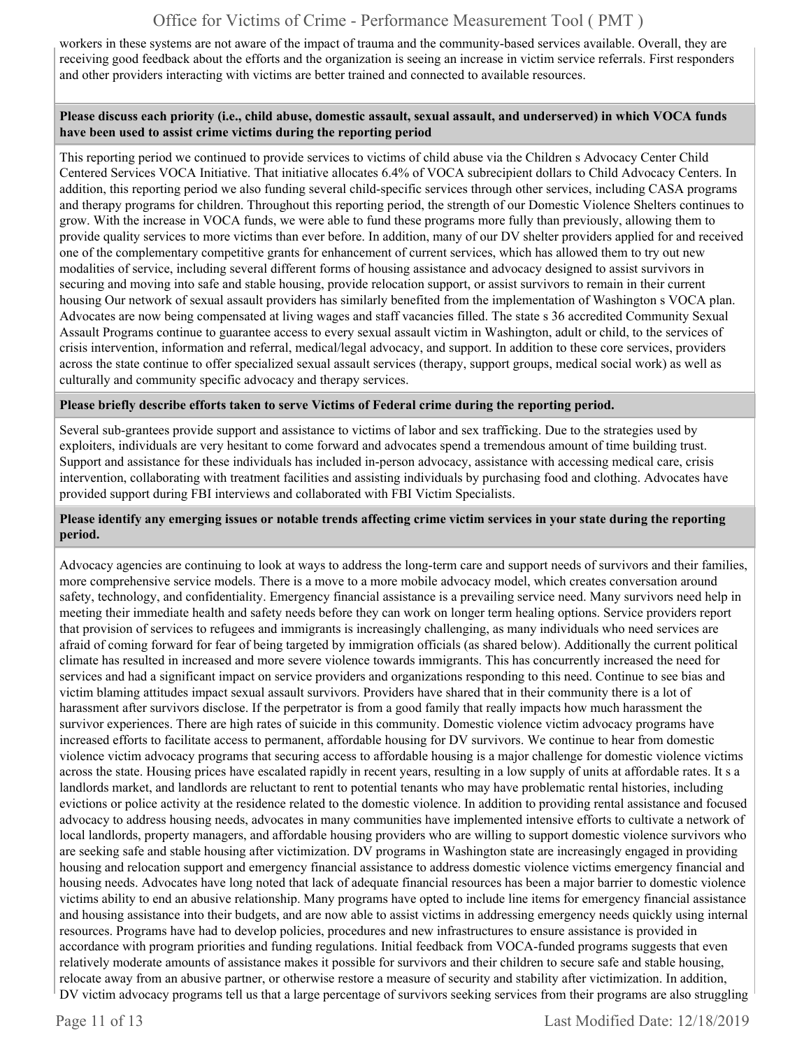workers in these systems are not aware of the impact of trauma and the community-based services available. Overall, they are receiving good feedback about the efforts and the organization is seeing an increase in victim service referrals. First responders and other providers interacting with victims are better trained and connected to available resources.

**Please discuss each priority (i.e., child abuse, domestic assault, sexual assault, and underserved) in which VOCA funds have been used to assist crime victims during the reporting period**

This reporting period we continued to provide services to victims of child abuse via the Children s Advocacy Center Child Centered Services VOCA Initiative. That initiative allocates 6.4% of VOCA subrecipient dollars to Child Advocacy Centers. In addition, this reporting period we also funding several child-specific services through other services, including CASA programs and therapy programs for children. Throughout this reporting period, the strength of our Domestic Violence Shelters continues to grow. With the increase in VOCA funds, we were able to fund these programs more fully than previously, allowing them to provide quality services to more victims than ever before. In addition, many of our DV shelter providers applied for and received one of the complementary competitive grants for enhancement of current services, which has allowed them to try out new modalities of service, including several different forms of housing assistance and advocacy designed to assist survivors in securing and moving into safe and stable housing, provide relocation support, or assist survivors to remain in their current housing Our network of sexual assault providers has similarly benefited from the implementation of Washington s VOCA plan. Advocates are now being compensated at living wages and staff vacancies filled. The state s 36 accredited Community Sexual Assault Programs continue to guarantee access to every sexual assault victim in Washington, adult or child, to the services of crisis intervention, information and referral, medical/legal advocacy, and support. In addition to these core services, providers across the state continue to offer specialized sexual assault services (therapy, support groups, medical social work) as well as culturally and community specific advocacy and therapy services.

**Please briefly describe efforts taken to serve Victims of Federal crime during the reporting period.**

Several sub-grantees provide support and assistance to victims of labor and sex trafficking. Due to the strategies used by exploiters, individuals are very hesitant to come forward and advocates spend a tremendous amount of time building trust. Support and assistance for these individuals has included in-person advocacy, assistance with accessing medical care, crisis intervention, collaborating with treatment facilities and assisting individuals by purchasing food and clothing. Advocates have provided support during FBI interviews and collaborated with FBI Victim Specialists.

**Please identify any emerging issues or notable trends affecting crime victim services in your state during the reporting period.**

Advocacy agencies are continuing to look at ways to address the long-term care and support needs of survivors and their families, more comprehensive service models. There is a move to a more mobile advocacy model, which creates conversation around safety, technology, and confidentiality. Emergency financial assistance is a prevailing service need. Many survivors need help in meeting their immediate health and safety needs before they can work on longer term healing options. Service providers report that provision of services to refugees and immigrants is increasingly challenging, as many individuals who need services are afraid of coming forward for fear of being targeted by immigration officials (as shared below). Additionally the current political climate has resulted in increased and more severe violence towards immigrants. This has concurrently increased the need for services and had a significant impact on service providers and organizations responding to this need. Continue to see bias and victim blaming attitudes impact sexual assault survivors. Providers have shared that in their community there is a lot of harassment after survivors disclose. If the perpetrator is from a good family that really impacts how much harassment the survivor experiences. There are high rates of suicide in this community. Domestic violence victim advocacy programs have increased efforts to facilitate access to permanent, affordable housing for DV survivors. We continue to hear from domestic violence victim advocacy programs that securing access to affordable housing is a major challenge for domestic violence victims across the state. Housing prices have escalated rapidly in recent years, resulting in a low supply of units at affordable rates. It s a landlords market, and landlords are reluctant to rent to potential tenants who may have problematic rental histories, including evictions or police activity at the residence related to the domestic violence. In addition to providing rental assistance and focused advocacy to address housing needs, advocates in many communities have implemented intensive efforts to cultivate a network of local landlords, property managers, and affordable housing providers who are willing to support domestic violence survivors who are seeking safe and stable housing after victimization. DV programs in Washington state are increasingly engaged in providing housing and relocation support and emergency financial assistance to address domestic violence victims emergency financial and housing needs. Advocates have long noted that lack of adequate financial resources has been a major barrier to domestic violence victims ability to end an abusive relationship. Many programs have opted to include line items for emergency financial assistance and housing assistance into their budgets, and are now able to assist victims in addressing emergency needs quickly using internal resources. Programs have had to develop policies, procedures and new infrastructures to ensure assistance is provided in accordance with program priorities and funding regulations. Initial feedback from VOCA-funded programs suggests that even relatively moderate amounts of assistance makes it possible for survivors and their children to secure safe and stable housing, relocate away from an abusive partner, or otherwise restore a measure of security and stability after victimization. In addition, DV victim advocacy programs tell us that a large percentage of survivors seeking services from their programs are also struggling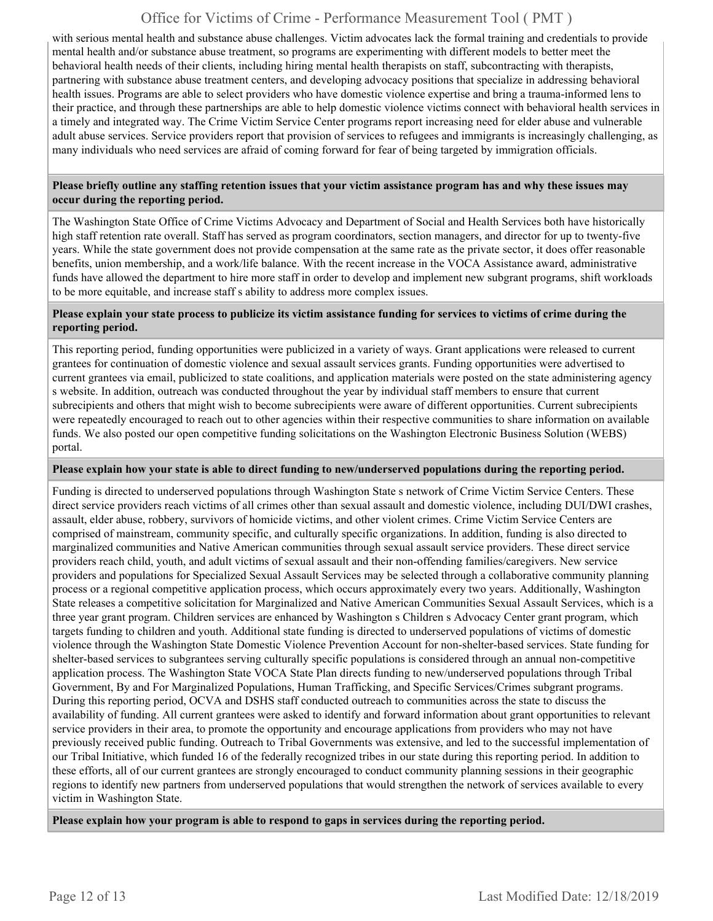with serious mental health and substance abuse challenges. Victim advocates lack the formal training and credentials to provide mental health and/or substance abuse treatment, so programs are experimenting with different models to better meet the behavioral health needs of their clients, including hiring mental health therapists on staff, subcontracting with therapists, partnering with substance abuse treatment centers, and developing advocacy positions that specialize in addressing behavioral health issues. Programs are able to select providers who have domestic violence expertise and bring a trauma-informed lens to their practice, and through these partnerships are able to help domestic violence victims connect with behavioral health services in a timely and integrated way. The Crime Victim Service Center programs report increasing need for elder abuse and vulnerable adult abuse services. Service providers report that provision of services to refugees and immigrants is increasingly challenging, as many individuals who need services are afraid of coming forward for fear of being targeted by immigration officials.

**Please briefly outline any staffing retention issues that your victim assistance program has and why these issues may occur during the reporting period.**

The Washington State Office of Crime Victims Advocacy and Department of Social and Health Services both have historically high staff retention rate overall. Staff has served as program coordinators, section managers, and director for up to twenty-five years. While the state government does not provide compensation at the same rate as the private sector, it does offer reasonable benefits, union membership, and a work/life balance. With the recent increase in the VOCA Assistance award, administrative funds have allowed the department to hire more staff in order to develop and implement new subgrant programs, shift workloads to be more equitable, and increase staff s ability to address more complex issues.

**Please explain your state process to publicize its victim assistance funding for services to victims of crime during the reporting period.**

This reporting period, funding opportunities were publicized in a variety of ways. Grant applications were released to current grantees for continuation of domestic violence and sexual assault services grants. Funding opportunities were advertised to current grantees via email, publicized to state coalitions, and application materials were posted on the state administering agency s website. In addition, outreach was conducted throughout the year by individual staff members to ensure that current subrecipients and others that might wish to become subrecipients were aware of different opportunities. Current subrecipients were repeatedly encouraged to reach out to other agencies within their respective communities to share information on available funds. We also posted our open competitive funding solicitations on the Washington Electronic Business Solution (WEBS) portal.

**Please explain how your state is able to direct funding to new/underserved populations during the reporting period.**

Funding is directed to underserved populations through Washington State s network of Crime Victim Service Centers. These direct service providers reach victims of all crimes other than sexual assault and domestic violence, including DUI/DWI crashes, assault, elder abuse, robbery, survivors of homicide victims, and other violent crimes. Crime Victim Service Centers are comprised of mainstream, community specific, and culturally specific organizations. In addition, funding is also directed to marginalized communities and Native American communities through sexual assault service providers. These direct service providers reach child, youth, and adult victims of sexual assault and their non-offending families/caregivers. New service providers and populations for Specialized Sexual Assault Services may be selected through a collaborative community planning process or a regional competitive application process, which occurs approximately every two years. Additionally, Washington State releases a competitive solicitation for Marginalized and Native American Communities Sexual Assault Services, which is a three year grant program. Children services are enhanced by Washington s Children s Advocacy Center grant program, which targets funding to children and youth. Additional state funding is directed to underserved populations of victims of domestic violence through the Washington State Domestic Violence Prevention Account for non-shelter-based services. State funding for shelter-based services to subgrantees serving culturally specific populations is considered through an annual non-competitive application process. The Washington State VOCA State Plan directs funding to new/underserved populations through Tribal Government, By and For Marginalized Populations, Human Trafficking, and Specific Services/Crimes subgrant programs. During this reporting period, OCVA and DSHS staff conducted outreach to communities across the state to discuss the availability of funding. All current grantees were asked to identify and forward information about grant opportunities to relevant service providers in their area, to promote the opportunity and encourage applications from providers who may not have previously received public funding. Outreach to Tribal Governments was extensive, and led to the successful implementation of our Tribal Initiative, which funded 16 of the federally recognized tribes in our state during this reporting period. In addition to these efforts, all of our current grantees are strongly encouraged to conduct community planning sessions in their geographic regions to identify new partners from underserved populations that would strengthen the network of services available to every victim in Washington State.

**Please explain how your program is able to respond to gaps in services during the reporting period.**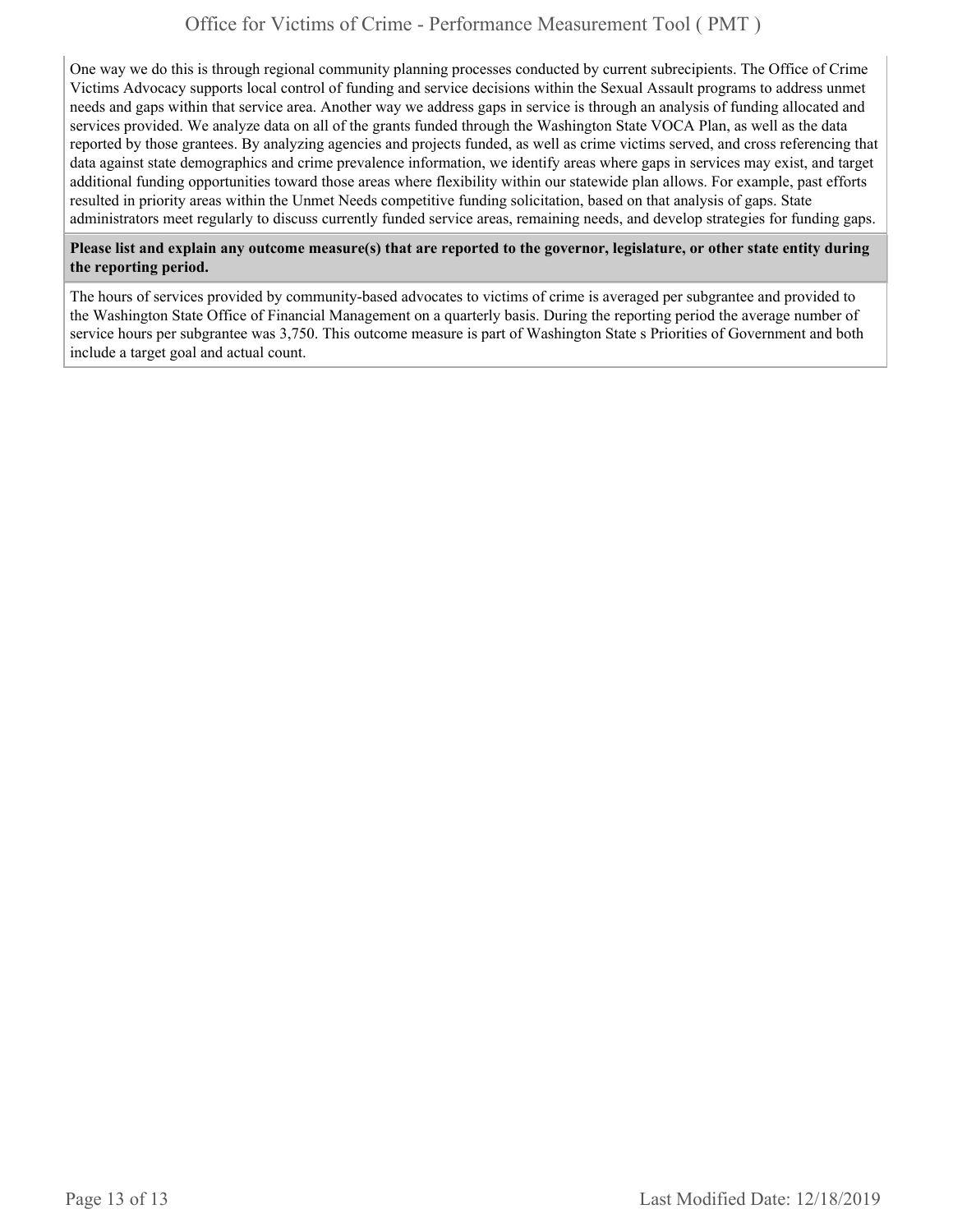One way we do this is through regional community planning processes conducted by current subrecipients. The Office of Crime Victims Advocacy supports local control of funding and service decisions within the Sexual Assault programs to address unmet needs and gaps within that service area. Another way we address gaps in service is through an analysis of funding allocated and services provided. We analyze data on all of the grants funded through the Washington State VOCA Plan, as well as the data reported by those grantees. By analyzing agencies and projects funded, as well as crime victims served, and cross referencing that data against state demographics and crime prevalence information, we identify areas where gaps in services may exist, and target additional funding opportunities toward those areas where flexibility within our statewide plan allows. For example, past efforts resulted in priority areas within the Unmet Needs competitive funding solicitation, based on that analysis of gaps. State administrators meet regularly to discuss currently funded service areas, remaining needs, and develop strategies for funding gaps.

**Please list and explain any outcome measure(s) that are reported to the governor, legislature, or other state entity during the reporting period.**

The hours of services provided by community-based advocates to victims of crime is averaged per subgrantee and provided to the Washington State Office of Financial Management on a quarterly basis. During the reporting period the average number of service hours per subgrantee was 3,750. This outcome measure is part of Washington State s Priorities of Government and both include a target goal and actual count.